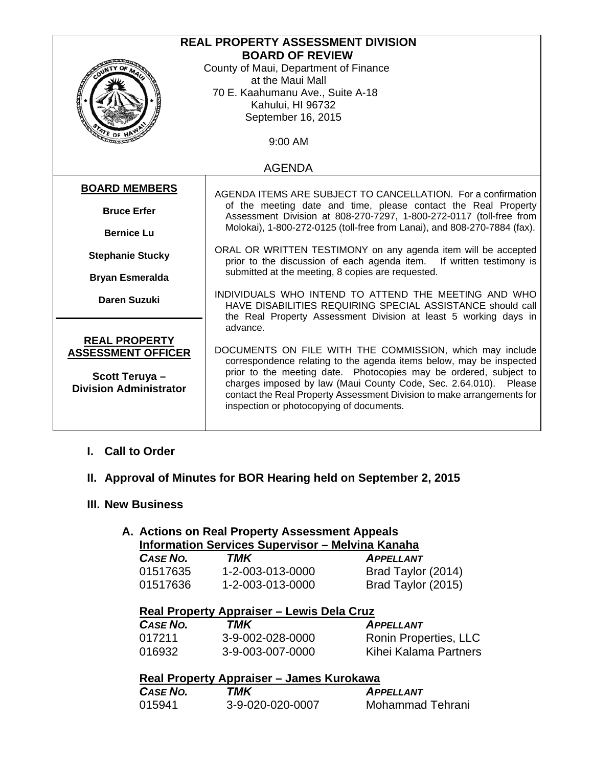# REAL PROPERTY ASSESSMENT DIVISION
## BOARD OF REVIEW

County of Maui, Department of Finance
at the Maui Mall
70 E. Kaahumanu Ave., Suite A-18
Kahului, HI 96732
September 16, 2015

9:00 AM

AGENDA

**BOARD MEMBERS**

**Bruce Erfer**

**Bernice Lu**

**Stephanie Stucky**

**Bryan Esmeralda**

**Daren Suzuki**

**REAL PROPERTY ASSESSMENT OFFICER**

**Scott Teruya – Division Administrator**

AGENDA ITEMS ARE SUBJECT TO CANCELLATION. For a confirmation of the meeting date and time, please contact the Real Property Assessment Division at 808-270-7297, 1-800-272-0117 (toll-free from Molokai), 1-800-272-0125 (toll-free from Lanai), and 808-270-7884 (fax).

ORAL OR WRITTEN TESTIMONY on any agenda item will be accepted prior to the discussion of each agenda item. If written testimony is submitted at the meeting, 8 copies are requested.

INDIVIDUALS WHO INTEND TO ATTEND THE MEETING AND WHO HAVE DISABILITIES REQUIRING SPECIAL ASSISTANCE should call the Real Property Assessment Division at least 5 working days in advance.

DOCUMENTS ON FILE WITH THE COMMISSION, which may include correspondence relating to the agenda items below, may be inspected prior to the meeting date. Photocopies may be ordered, subject to charges imposed by law (Maui County Code, Sec. 2.64.010). Please contact the Real Property Assessment Division to make arrangements for inspection or photocopying of documents.

## I. Call to Order

## II. Approval of Minutes for BOR Hearing held on September 2, 2015

## III. New Business

### A. Actions on Real Property Assessment Appeals

**Information Services Supervisor – Melvina Kanaha**

| *CASE NO.* | *TMK* | *APPELLANT* |
|---|---|---|
| 01517635 | 1-2-003-013-0000 | Brad Taylor (2014) |
| 01517636 | 1-2-003-013-0000 | Brad Taylor (2015) |

**Real Property Appraiser – Lewis Dela Cruz**

| *CASE NO.* | *TMK* | *APPELLANT* |
|---|---|---|
| 017211 | 3-9-002-028-0000 | Ronin Properties, LLC |
| 016932 | 3-9-003-007-0000 | Kihei Kalama Partners |

**Real Property Appraiser – James Kurokawa**

| *CASE NO.* | *TMK* | *APPELLANT* |
|---|---|---|
| 015941 | 3-9-020-020-0007 | Mohammad Tehrani |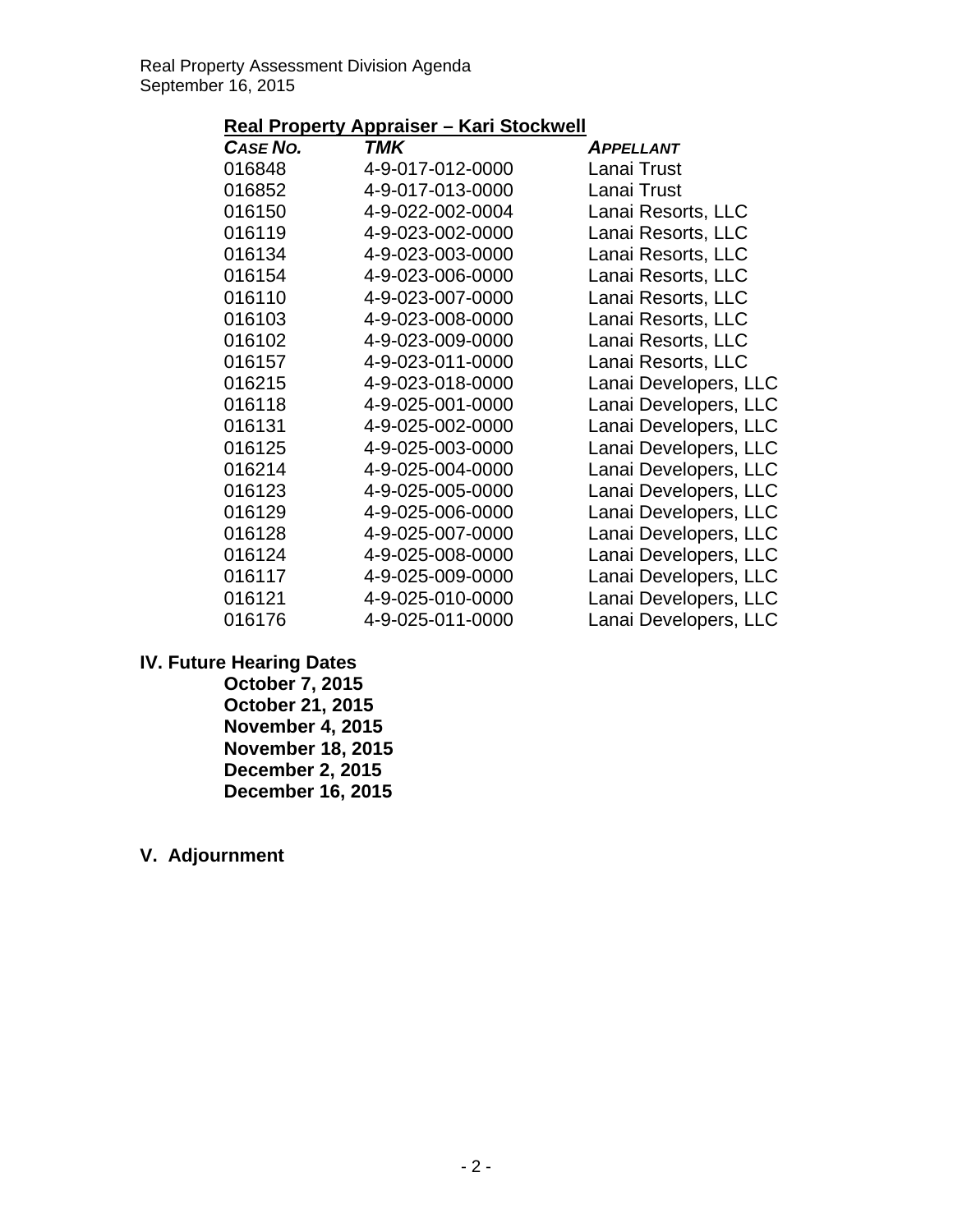**Real Property Appraiser – Kari Stockwell**

| *CASE NO.* | *TMK* | *APPELLANT* |
|---|---|---|
| 016848 | 4-9-017-012-0000 | Lanai Trust |
| 016852 | 4-9-017-013-0000 | Lanai Trust |
| 016150 | 4-9-022-002-0004 | Lanai Resorts, LLC |
| 016119 | 4-9-023-002-0000 | Lanai Resorts, LLC |
| 016134 | 4-9-023-003-0000 | Lanai Resorts, LLC |
| 016154 | 4-9-023-006-0000 | Lanai Resorts, LLC |
| 016110 | 4-9-023-007-0000 | Lanai Resorts, LLC |
| 016103 | 4-9-023-008-0000 | Lanai Resorts, LLC |
| 016102 | 4-9-023-009-0000 | Lanai Resorts, LLC |
| 016157 | 4-9-023-011-0000 | Lanai Resorts, LLC |
| 016215 | 4-9-023-018-0000 | Lanai Developers, LLC |
| 016118 | 4-9-025-001-0000 | Lanai Developers, LLC |
| 016131 | 4-9-025-002-0000 | Lanai Developers, LLC |
| 016125 | 4-9-025-003-0000 | Lanai Developers, LLC |
| 016214 | 4-9-025-004-0000 | Lanai Developers, LLC |
| 016123 | 4-9-025-005-0000 | Lanai Developers, LLC |
| 016129 | 4-9-025-006-0000 | Lanai Developers, LLC |
| 016128 | 4-9-025-007-0000 | Lanai Developers, LLC |
| 016124 | 4-9-025-008-0000 | Lanai Developers, LLC |
| 016117 | 4-9-025-009-0000 | Lanai Developers, LLC |
| 016121 | 4-9-025-010-0000 | Lanai Developers, LLC |
| 016176 | 4-9-025-011-0000 | Lanai Developers, LLC |

**IV. Future Hearing Dates**

**October 7, 2015**
**October 21, 2015**
**November 4, 2015**
**November 18, 2015**
**December 2, 2015**
**December 16, 2015**

**V. Adjournment**